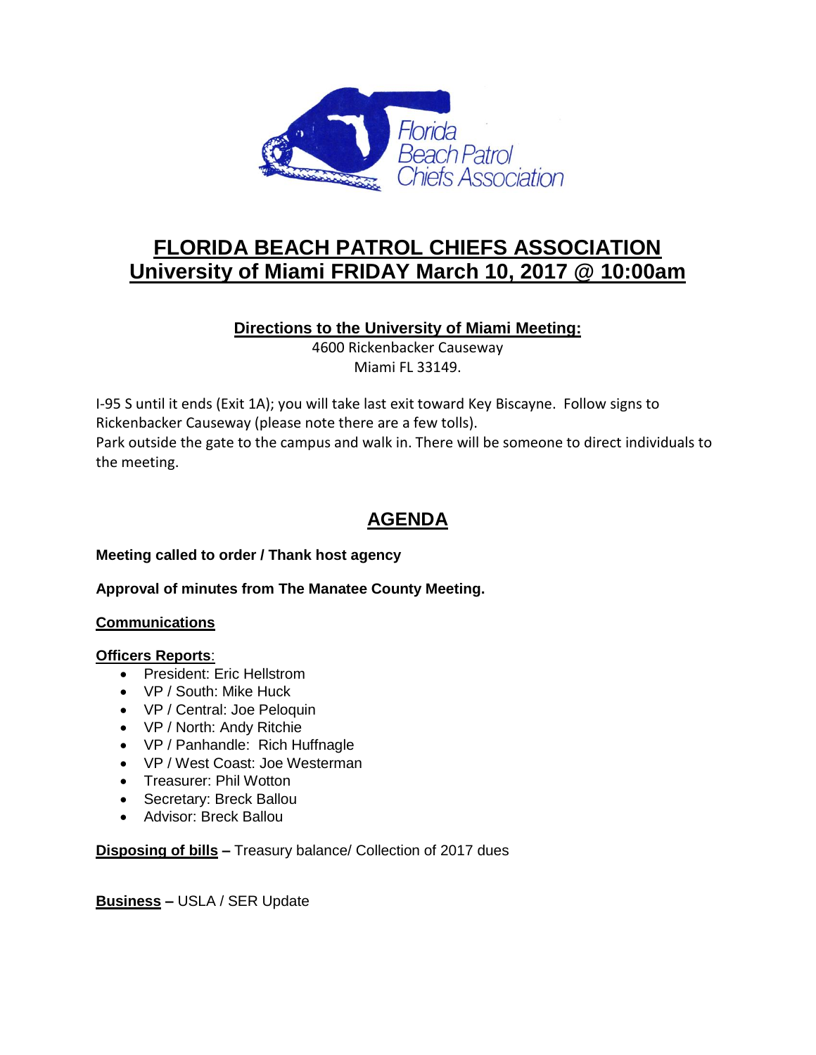Florida Beach Patrol Chiefs Association

# FLORIDA BEACH PATROL CHIEFS ASSOCIATION
# University of Miami FRIDAY March 10, 2017 @ 10:00am

**Directions to the University of Miami Meeting:**

4600 Rickenbacker Causeway
Miami FL 33149.

I-95 S until it ends (Exit 1A); you will take last exit toward Key Biscayne. Follow signs to Rickenbacker Causeway (please note there are a few tolls).
Park outside the gate to the campus and walk in. There will be someone to direct individuals to the meeting.

## AGENDA

**Meeting called to order / Thank host agency**

**Approval of minutes from The Manatee County Meeting.**

**Communications**

**Officers Reports**:

- President: Eric Hellstrom
- VP / South: Mike Huck
- VP / Central: Joe Peloquin
- VP / North: Andy Ritchie
- VP / Panhandle: Rich Huffnagle
- VP / West Coast: Joe Westerman
- Treasurer: Phil Wotton
- Secretary: Breck Ballou
- Advisor: Breck Ballou

**Disposing of bills –** Treasury balance/ Collection of 2017 dues

**Business –** USLA / SER Update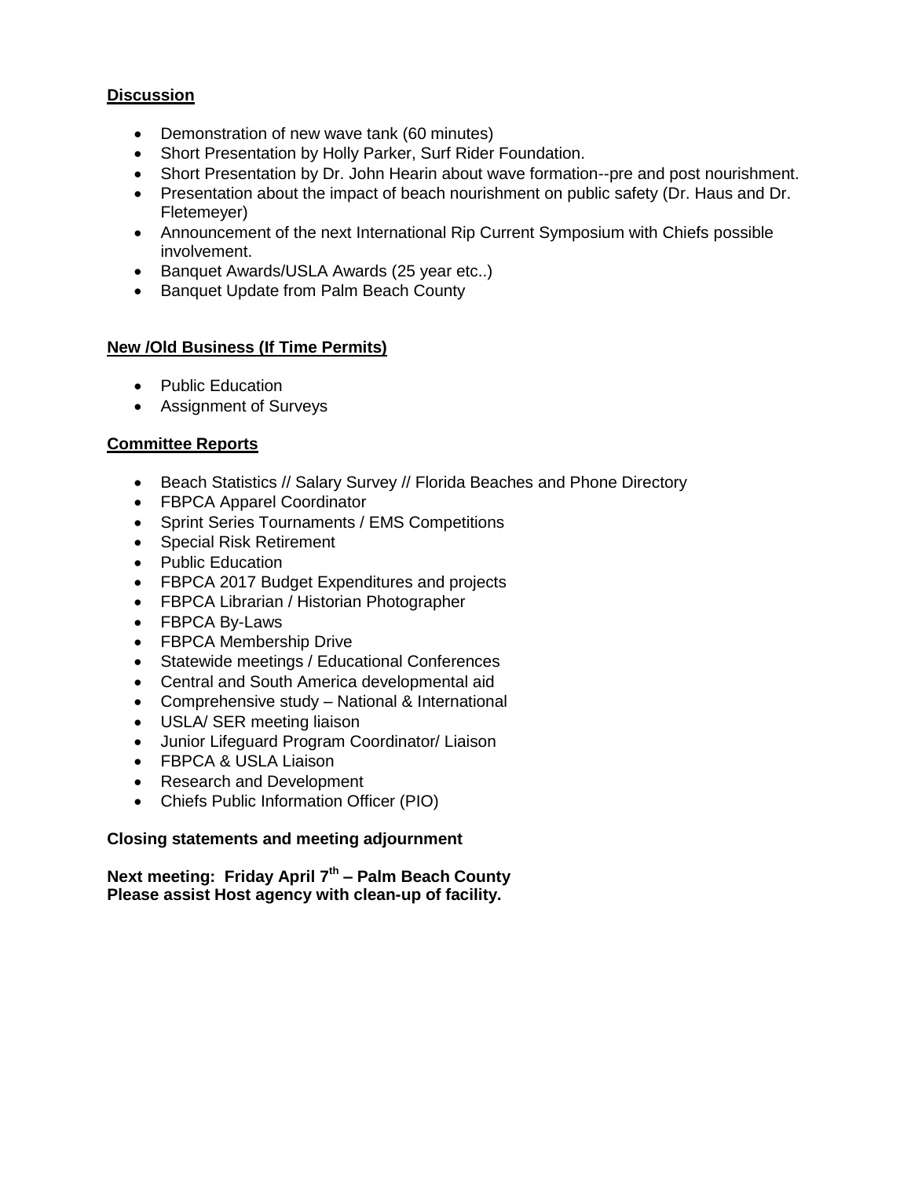**Discussion**

- Demonstration of new wave tank (60 minutes)
- Short Presentation by Holly Parker, Surf Rider Foundation.
- Short Presentation by Dr. John Hearin about wave formation--pre and post nourishment.
- Presentation about the impact of beach nourishment on public safety (Dr. Haus and Dr. Fletemeyer)
- Announcement of the next International Rip Current Symposium with Chiefs possible involvement.
- Banquet Awards/USLA Awards (25 year etc..)
- Banquet Update from Palm Beach County

**New /Old Business (If Time Permits)**

- Public Education
- Assignment of Surveys

**Committee Reports**

- Beach Statistics // Salary Survey // Florida Beaches and Phone Directory
- FBPCA Apparel Coordinator
- Sprint Series Tournaments / EMS Competitions
- Special Risk Retirement
- Public Education
- FBPCA 2017 Budget Expenditures and projects
- FBPCA Librarian / Historian Photographer
- FBPCA By-Laws
- FBPCA Membership Drive
- Statewide meetings / Educational Conferences
- Central and South America developmental aid
- Comprehensive study – National & International
- USLA/ SER meeting liaison
- Junior Lifeguard Program Coordinator/ Liaison
- FBPCA & USLA Liaison
- Research and Development
- Chiefs Public Information Officer (PIO)

**Closing statements and meeting adjournment**

**Next meeting: Friday April 7th – Palm Beach County**
**Please assist Host agency with clean-up of facility.**